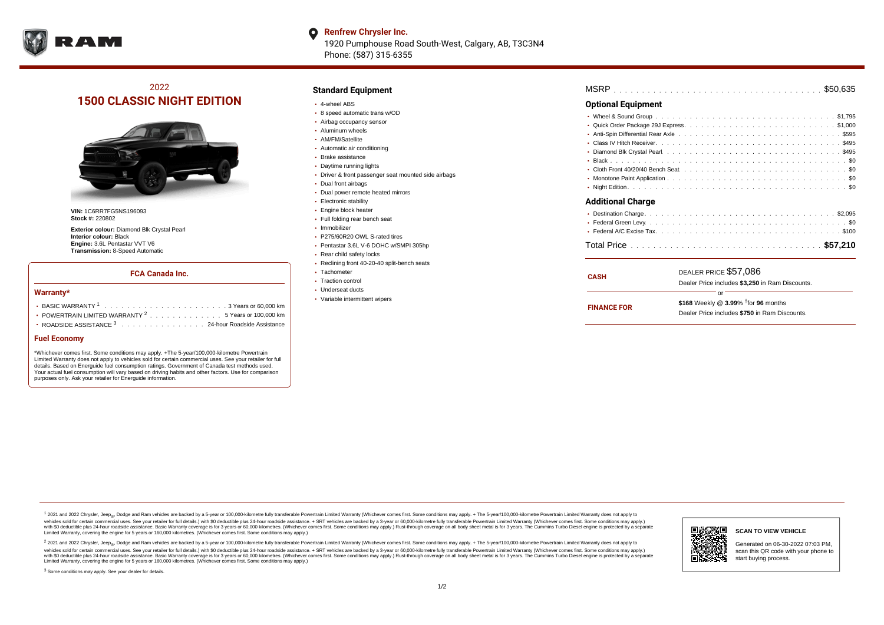**Renfrew Chrysler Inc.**
1920 Pumphouse Road South-West, Calgary, AB, T3C3N4
Phone: (587) 315-6355

## 2022
# 1500 CLASSIC NIGHT EDITION

**VIN:** 1C6RR7FG5NS196093
**Stock #:** 220802

**Exterior colour:** Diamond Blk Crystal Pearl
**Interior colour:** Black
**Engine:** 3.6L Pentastar VVT V6
**Transmission:** 8-Speed Automatic

### FCA Canada Inc.

### Warranty*

- BASIC WARRANTY [1] . . . . . . . . . . 3 Years or 60,000 km
- POWERTRAIN LIMITED WARRANTY [2] . . . . . . 5 Years or 100,000 km
- ROADSIDE ASSISTANCE [3] . . . . . . . 24-hour Roadside Assistance

### Fuel Economy

*Whichever comes first. Some conditions may apply. +The 5-year/100,000-kilometre Powertrain Limited Warranty does not apply to vehicles sold for certain commercial uses. See your retailer for full details. Based on Energuide fuel consumption ratings. Government of Canada test methods used. Your actual fuel consumption will vary based on driving habits and other factors. Use for comparison purposes only. Ask your retailer for Energuide information.

## Standard Equipment

- 4-wheel ABS
- 8 speed automatic trans w/OD
- Airbag occupancy sensor
- Aluminum wheels
- AM/FM/Satellite
- Automatic air conditioning
- Brake assistance
- Daytime running lights
- Driver & front passenger seat mounted side airbags
- Dual front airbags
- Dual power remote heated mirrors
- Electronic stability
- Engine block heater
- Full folding rear bench seat
- Immobilizer
- P275/60R20 OWL S-rated tires
- Pentastar 3.6L V-6 DOHC w/SMPI 305hp
- Rear child safety locks
- Reclining front 40-20-40 split-bench seats
- Tachometer
- Traction control
- Underseat ducts
- Variable intermittent wipers

MSRP . . . . . . . . . . $50,635

## Optional Equipment

- Wheel & Sound Group . . . . . . . . . . $1,795
- Quick Order Package 29J Express . . . . . . . . . . $1,000
- Anti-Spin Differential Rear Axle . . . . . . . . . . $595
- Class IV Hitch Receiver . . . . . . . . . . $495
- Diamond Blk Crystal Pearl . . . . . . . . . . $495
- Black . . . . . . . . . . $0
- Cloth Front 40/20/40 Bench Seat . . . . . . . . . . $0
- Monotone Paint Application . . . . . . . . . . $0
- Night Edition . . . . . . . . . . $0

## Additional Charge

- Destination Charge . . . . . . . . . . $2,095
- Federal Green Levy . . . . . . . . . . $0
- Federal A/C Excise Tax . . . . . . . . . . $100

Total Price . . . . . . . . . . **$57,210**

| | |
|---|---|
| **CASH** | DEALER PRICE $57,086<br>Dealer Price includes **$3,250** in Ram Discounts. |
| | or |
| **FINANCE FOR** | **$168** Weekly @ **3.99**% †for **96** months<br>Dealer Price includes **$750** in Ram Discounts. |

[1] 2021 and 2022 Chrysler, Jeep®, Dodge and Ram vehicles are backed by a 5-year or 100,000-kilometre fully transferable Powertrain Limited Warranty (Whichever comes first. Some conditions may apply. + The 5-year/100,000-kilometre Powertrain Limited Warranty does not apply to vehicles sold for certain commercial uses. See your retailer for full details.) with $0 deductible plus 24-hour roadside assistance. + SRT vehicles are backed by a 3-year or 60,000-kilometre fully transferable Powertrain Limited Warranty (Whichever comes first. Some conditions may apply.) with $0 deductible plus 24-hour roadside assistance. Basic Warranty coverage is for 3 years or 60,000 kilometres. (Whichever comes first. Some conditions may apply.) Rust-through coverage on all body sheet metal is for 3 years. The Cummins Turbo Diesel engine is protected by a separate Limited Warranty, covering the engine for 5 years or 160,000 kilometres. (Whichever comes first. Some conditions may apply.)

[2] 2021 and 2022 Chrysler, Jeep®, Dodge and Ram vehicles are backed by a 5-year or 100,000-kilometre fully transferable Powertrain Limited Warranty (Whichever comes first. Some conditions may apply. + The 5-year/100,000-kilometre Powertrain Limited Warranty does not apply to vehicles sold for certain commercial uses. See your retailer for full details.) with $0 deductible plus 24-hour roadside assistance. + SRT vehicles are backed by a 3-year or 60,000-kilometre fully transferable Powertrain Limited Warranty (Whichever comes first. Some conditions may apply.) with $0 deductible plus 24-hour roadside assistance. Basic Warranty coverage is for 3 years or 60,000 kilometres. (Whichever comes first. Some conditions may apply.) Rust-through coverage on all body sheet metal is for 3 years. The Cummins Turbo Diesel engine is protected by a separate Limited Warranty, covering the engine for 5 years or 160,000 kilometres. (Whichever comes first. Some conditions may apply.)

[3] Some conditions may apply. See your dealer for details.

**SCAN TO VIEW VEHICLE**

Generated on 06-30-2022 07:03 PM, scan this QR code with your phone to start buying process.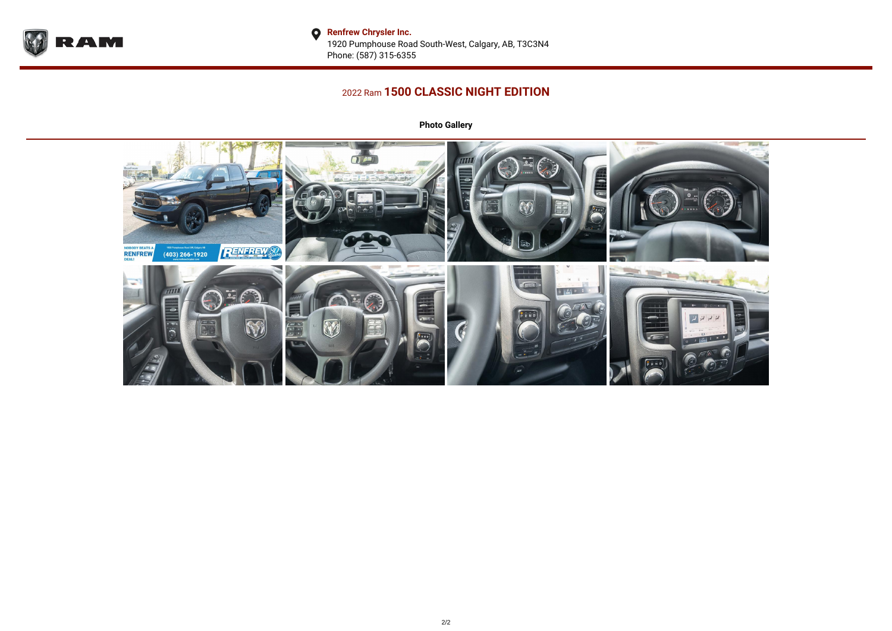**Renfrew Chrysler Inc.**
1920 Pumphouse Road South-West, Calgary, AB, T3C3N4
Phone: (587) 315-6355

## 2022 Ram **1500 CLASSIC NIGHT EDITION**

**Photo Gallery**